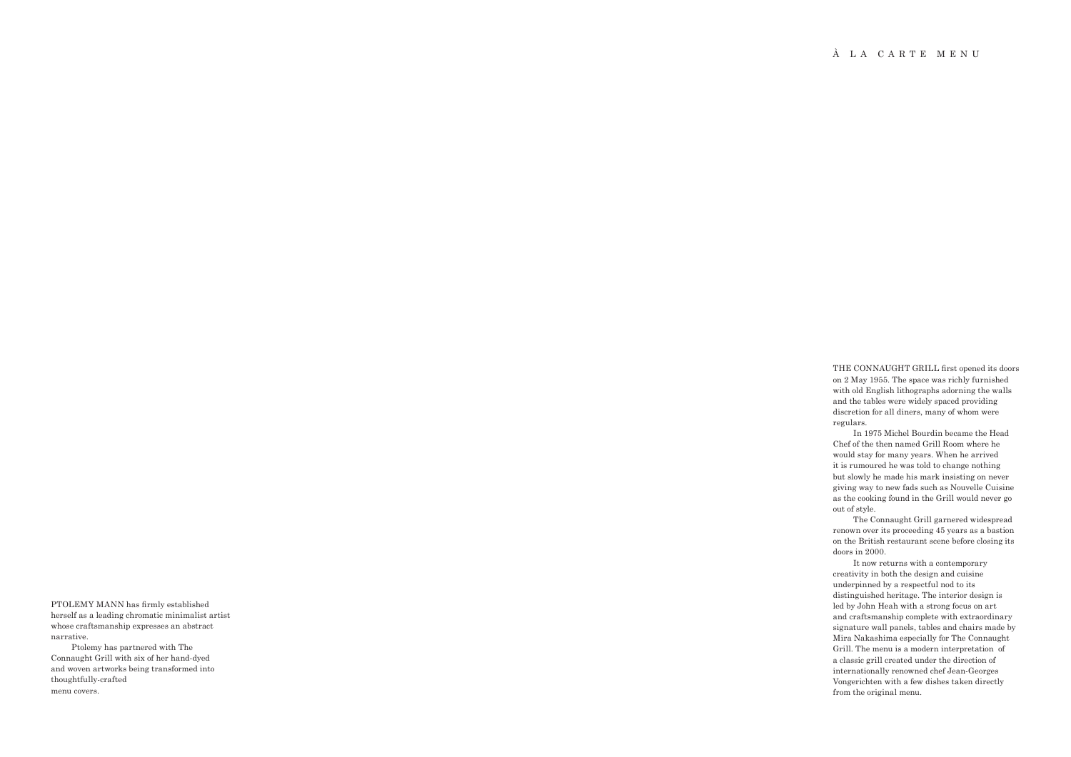# À LA CARTE MENU

PTOLEMY MANN has firmly established herself as a leading chromatic minimalist artist whose craftsmanship expresses an abstract narrative.

Ptolemy has partnered with The Connaught Grill with six of her hand-dyed and woven artworks being transformed into thoughtfully-crafted menu covers.

THE CONNAUGHT GRILL first opened its doors on 2 May 1955. The space was richly furnished with old English lithographs adorning the walls and the tables were widely spaced providing discretion for all diners, many of whom were regulars.

In 1975 Michel Bourdin became the Head Chef of the then named Grill Room where he would stay for many years. When he arrived it is rumoured he was told to change nothing but slowly he made his mark insisting on never giving way to new fads such as Nouvelle Cuisine as the cooking found in the Grill would never go out of style.

The Connaught Grill garnered widespread renown over its proceeding 45 years as a bastion on the British restaurant scene before closing its doors in 2000.

It now returns with a contemporary creativity in both the design and cuisine underpinned by a respectful nod to its distinguished heritage. The interior design is led by John Heah with a strong focus on art and craftsmanship complete with extraordinary signature wall panels, tables and chairs made by Mira Nakashima especially for The Connaught Grill. The menu is a modern interpretation of a classic grill created under the direction of internationally renowned chef Jean-Georges Vongerichten with a few dishes taken directly from the original menu.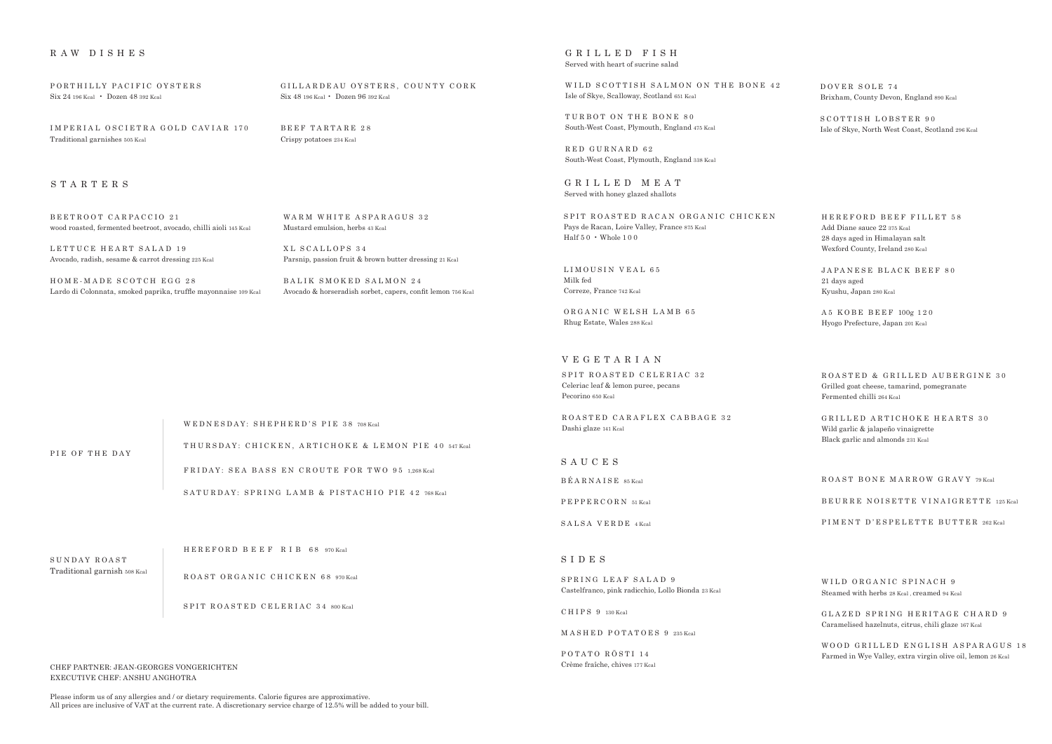## RAW DISHES

PORTHILLY PACIFIC OYSTERS
Six 24 196 Kcal • Dozen 48 392 Kcal

GILLARDEAU OYSTERS, COUNTY CORK
Six 48 196 Kcal • Dozen 96 392 Kcal

IMPERIAL OSCIETRA GOLD CAVIAR 170
Traditional garnishes 505 Kcal

BEEF TARTARE 28
Crispy potatoes 234 Kcal

## STARTERS

BEETROOT CARPACCIO 21
wood roasted, fermented beetroot, avocado, chilli aioli 145 Kcal

LETTUCE HEART SALAD 19
Avocado, radish, sesame & carrot dressing 225 Kcal

HOME-MADE SCOTCH EGG 28
Lardo di Colonnata, smoked paprika, truffle mayonnaise 109 Kcal

WARM WHITE ASPARAGUS 32
Mustard emulsion, herbs 43 Kcal

XL SCALLOPS 34
Parsnip, passion fruit & brown butter dressing 21 Kcal

BALIK SMOKED SALMON 24
Avocado & horseradish sorbet, capers, confit lemon 756 Kcal

## PIE OF THE DAY

WEDNESDAY: SHEPHERD'S PIE 38 708 Kcal

THURSDAY: CHICKEN, ARTICHOKE & LEMON PIE 40 547 Kcal

FRIDAY: SEA BASS EN CROUTE FOR TWO 95 1,268 Kcal

SATURDAY: SPRING LAMB & PISTACHIO PIE 42 768 Kcal

## SUNDAY ROAST

Traditional garnish 508 Kcal

HEREFORD BEEF RIB 68 970 Kcal

ROAST ORGANIC CHICKEN 68 970 Kcal

SPIT ROASTED CELERIAC 34 800 Kcal

## GRILLED FISH

Served with heart of sucrine salad

WILD SCOTTISH SALMON ON THE BONE 42
Isle of Skye, Scalloway, Scotland 651 Kcal

TURBOT ON THE BONE 80
South-West Coast, Plymouth, England 475 Kcal

RED GURNARD 62
South-West Coast, Plymouth, England 338 Kcal

DOVER SOLE 74
Brixham, County Devon, England 890 Kcal

SCOTTISH LOBSTER 90
Isle of Skye, North West Coast, Scotland 296 Kcal

## GRILLED MEAT

Served with honey glazed shallots

SPIT ROASTED RACAN ORGANIC CHICKEN
Pays de Racan, Loire Valley, France 875 Kcal
Half 50 • Whole 100

LIMOUSIN VEAL 65
Milk fed
Correze, France 742 Kcal

ORGANIC WELSH LAMB 65
Rhug Estate, Wales 288 Kcal

HEREFORD BEEF FILLET 58
Add Diane sauce 22 375 Kcal
28 days aged in Himalayan salt
Wexford County, Ireland 280 Kcal

JAPANESE BLACK BEEF 80
21 days aged
Kyushu, Japan 280 Kcal

A5 KOBE BEEF 100g 120
Hyogo Prefecture, Japan 201 Kcal

## VEGETARIAN

SPIT ROASTED CELERIAC 32
Celeriac leaf & lemon puree, pecans
Pecorino 650 Kcal

ROASTED CARAFLEX CABBAGE 32
Dashi glaze 141 Kcal

ROASTED & GRILLED AUBERGINE 30
Grilled goat cheese, tamarind, pomegranate
Fermented chilli 264 Kcal

GRILLED ARTICHOKE HEARTS 30
Wild garlic & jalapeño vinaigrette
Black garlic and almonds 231 Kcal

## SAUCES

BÉARNAISE 85 Kcal

PEPPERCORN 51 Kcal

SALSA VERDE 4 Kcal

ROAST BONE MARROW GRAVY 79 Kcal

BEURRE NOISETTE VINAIGRETTE 125 Kcal

PIMENT D'ESPELETTE BUTTER 262 Kcal

## SIDES

SPRING LEAF SALAD 9
Castelfranco, pink radicchio, Lollo Bionda 23 Kcal

CHIPS 9 130 Kcal

MASHED POTATOES 9 235 Kcal

POTATO RÖSTI 14
Crème fraîche, chives 177 Kcal

WILD ORGANIC SPINACH 9
Steamed with herbs 28 Kcal , creamed 94 Kcal

GLAZED SPRING HERITAGE CHARD 9
Caramelised hazelnuts, citrus, chili glaze 167 Kcal

WOOD GRILLED ENGLISH ASPARAGUS 18
Farmed in Wye Valley, extra virgin olive oil, lemon 26 Kcal

CHEF PARTNER: JEAN-GEORGES VONGERICHTEN
EXECUTIVE CHEF: ANSHU ANGHOTRA

Please inform us of any allergies and / or dietary requirements. Calorie figures are approximative.
All prices are inclusive of VAT at the current rate. A discretionary service charge of 12.5% will be added to your bill.